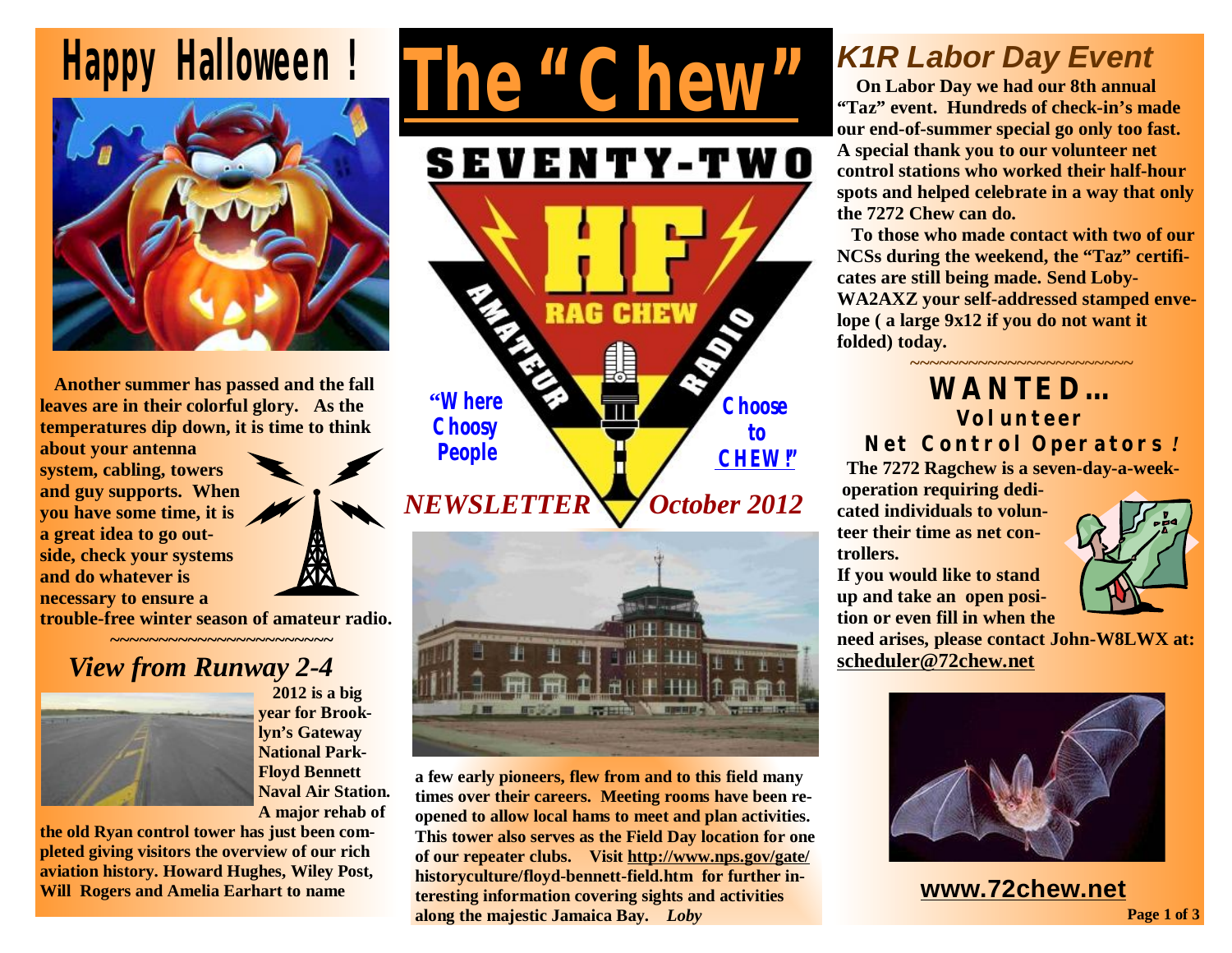# The "Chew"

SEVENTY-TWO

"Where Choosy People Choose to CHEW!"

*NEWSLETTER* *October 2012*

## Happy Halloween !

**Another summer has passed and the fall leaves are in their colorful glory. As the temperatures dip down, it is time to think about your antenna system, cabling, towers and guy supports. When you have some time, it is a great idea to go outside, check your systems and do whatever is necessary to ensure a trouble-free winter season of amateur radio.**

~~~~~~~~~~~~~~~~~~~~~~~~

## *View from Runway 2-4*

**2012 is a big year for Brooklyn's Gateway National Park-Floyd Bennett Naval Air Station. A major rehab of the old Ryan control tower has just been completed giving visitors the overview of our rich aviation history. Howard Hughes, Wiley Post, Will Rogers and Amelia Earhart to name a few early pioneers, flew from and to this field many times over their careers. Meeting rooms have been reopened to allow local hams to meet and plan activities. This tower also serves as the Field Day location for one of our repeater clubs. Visit http://www.nps.gov/gate/historyculture/floyd-bennett-field.htm for further interesting information covering sights and activities along the majestic Jamaica Bay.** ***Loby***

## *K1R Labor Day Event*

**On Labor Day we had our 8th annual "Taz" event. Hundreds of check-in's made our end-of-summer special go only too fast. A special thank you to our volunteer net control stations who worked their half-hour spots and helped celebrate in a way that only the 7272 Chew can do.**

**To those who made contact with two of our NCSs during the weekend, the "Taz" certificates are still being made. Send Loby-WA2AXZ your self-addressed stamped envelope ( a large 9x12 if you do not want it folded) today.**

~~~~~~~~~~~~~~~~~~~~~~~~

## WANTED…
### Volunteer Net Control Operators!

**The 7272 Ragchew is a seven-day-a-week operation requiring dedicated individuals to volunteer their time as net controllers.**

**If you would like to stand up and take an open position or even fill in when the need arises, please contact John-W8LWX at: scheduler@72chew.net**

**www.72chew.net**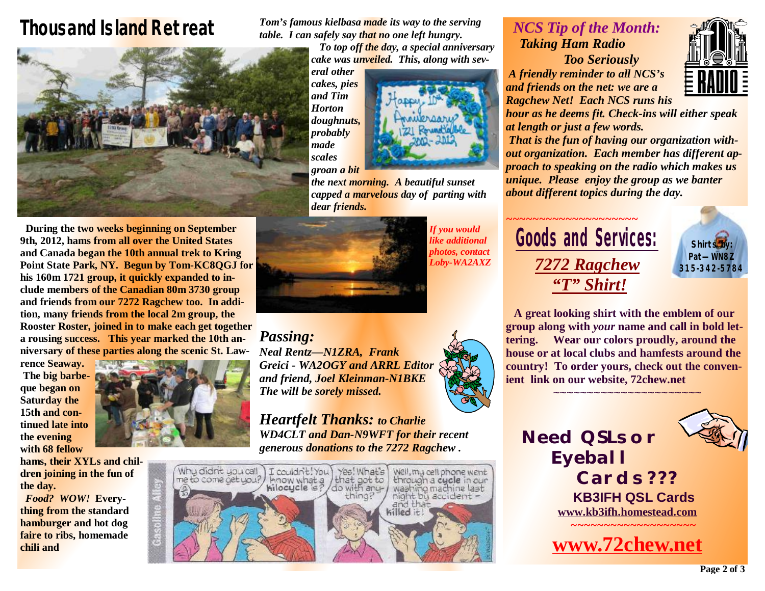# Thousand Island Retreat

During the two weeks beginning on September 9th, 2012, hams from all over the United States and Canada began the 10th annual trek to Kring Point State Park, NY. Begun by Tom-KC8QGJ for his 160m 1721 group, it quickly expanded to include members of the Canadian 80m 3730 group and friends from our 7272 Ragchew too. In addition, many friends from the local 2m group, the Rooster Roster, joined in to make each get together a rousing success. This year marked the 10th anniversary of these parties along the scenic St. Lawrence Seaway.

The big barbeque began on Saturday the 15th and continued late into the evening with 68 fellow hams, their XYLs and children joining in the fun of the day.

***Food? WOW!*** Everything from the standard hamburger and hot dog faire to ribs, homemade chili and *Tom's famous kielbasa made its way to the serving table. I can safely say that no one left hungry.*

*To top off the day, a special anniversary cake was unveiled. This, along with several other cakes, pies and Tim Horton doughnuts, probably made scales groan a bit the next morning. A beautiful sunset capped a marvelous day of parting with dear friends.*

*If you would like additional photos, contact Loby-WA2AXZ*

## *Passing:*

***Neal Rentz—N1ZRA, Frank Greici - WA2OGY and ARRL Editor and friend, Joel Kleinman-N1BKE The will be sorely missed.***

## *Heartfelt Thanks:* *to Charlie WD4CLT and Dan-N9WFT for their recent generous donations to the 7272 Ragchew .*

## *NCS Tip of the Month:*
### *Taking Ham Radio Too Seriously*

***A friendly reminder to all NCS's and friends on the net: we are a Ragchew Net! Each NCS runs his hour as he deems fit. Check-ins will either speak at length or just a few words.***

***That is the fun of having our organization without organization. Each member has different approach to speaking on the radio which makes us unique. Please enjoy the group as we banter about different topics during the day.***

~~~~~~~~~~~~~~~~~~~~~

## Goods and Services:
### *7272 Ragchew "T" Shirt!*

**Shirts by: Pat—WN8Z 315-342-5784**

**A great looking shirt with the emblem of our group along with *your* name and call in bold lettering. Wear our colors proudly, around the house or at local clubs and hamfests around the country! To order yours, check out the convenient link on our website, 72chew.net**

~~~~~~~~~~~~~~~~~~~~~~~

## Need QSLs or Eyeball Cards???

**KB3IFH QSL Cards**
**www.kb3ifh.homestead.com**

~~~~~~~~~~~~~~~~~~~

## www.72chew.net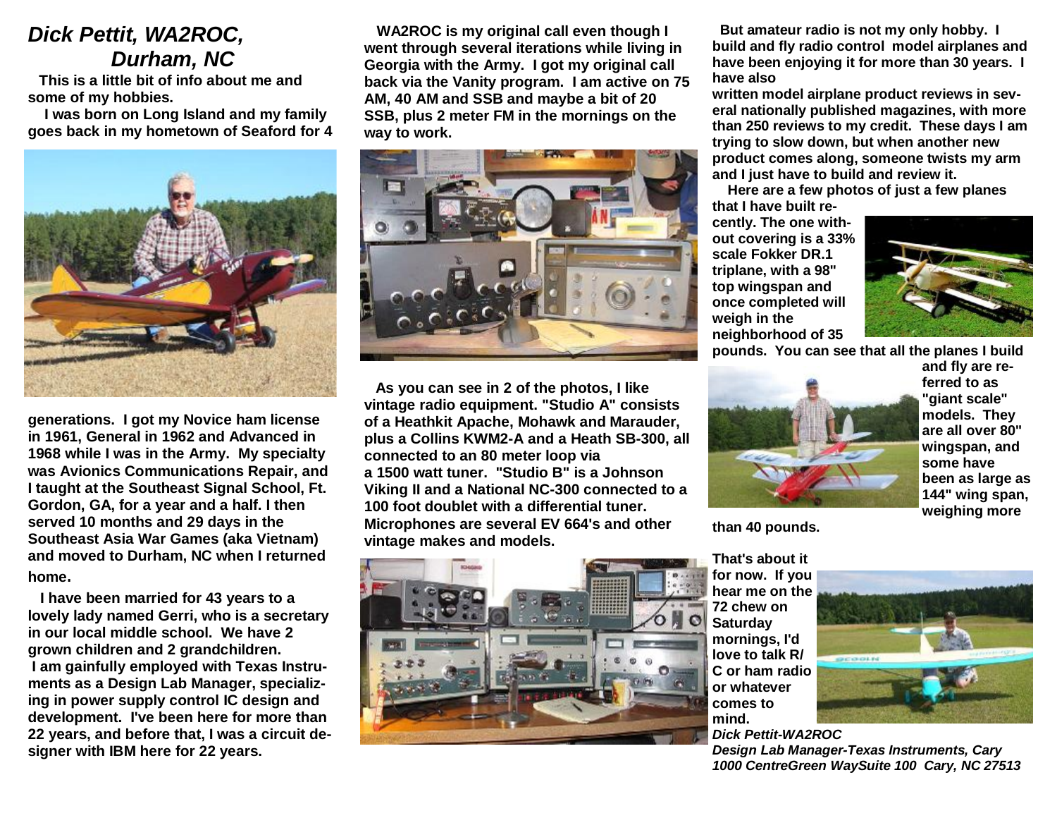# *Dick Pettit, WA2ROC, Durham, NC*

This is a little bit of info about me and some of my hobbies.

I was born on Long Island and my family goes back in my hometown of Seaford for 4 generations. I got my Novice ham license in 1961, General in 1962 and Advanced in 1968 while I was in the Army. My specialty was Avionics Communications Repair, and I taught at the Southeast Signal School, Ft. Gordon, GA, for a year and a half. I then served 10 months and 29 days in the Southeast Asia War Games (aka Vietnam) and moved to Durham, NC when I returned home.

I have been married for 43 years to a lovely lady named Gerri, who is a secretary in our local middle school. We have 2 grown children and 2 grandchildren.

I am gainfully employed with Texas Instruments as a Design Lab Manager, specializing in power supply control IC design and development. I've been here for more than 22 years, and before that, I was a circuit designer with IBM here for 22 years.

WA2ROC is my original call even though I went through several iterations while living in Georgia with the Army. I got my original call back via the Vanity program. I am active on 75 AM, 40 AM and SSB and maybe a bit of 20 SSB, plus 2 meter FM in the mornings on the way to work.

As you can see in 2 of the photos, I like vintage radio equipment. "Studio A" consists of a Heathkit Apache, Mohawk and Marauder, plus a Collins KWM2-A and a Heath SB-300, all connected to an 80 meter loop via a 1500 watt tuner. "Studio B" is a Johnson Viking II and a National NC-300 connected to a 100 foot doublet with a differential tuner. Microphones are several EV 664's and other vintage makes and models.

But amateur radio is not my only hobby. I build and fly radio control model airplanes and have been enjoying it for more than 30 years. I have also written model airplane product reviews in several nationally published magazines, with more than 250 reviews to my credit. These days I am trying to slow down, but when another new product comes along, someone twists my arm and I just have to build and review it.

Here are a few photos of just a few planes that I have built recently. The one without covering is a 33% scale Fokker DR.1 triplane, with a 98" top wingspan and once completed will weigh in the neighborhood of 35 pounds. You can see that all the planes I build and fly are referred to as "giant scale" models. They are all over 80" wingspan, and some have been as large as 144" wing span, weighing more than 40 pounds.

That's about it for now. If you hear me on the 72 chew on Saturday mornings, I'd love to talk R/C or ham radio or whatever comes to mind.

*Dick Pettit-WA2ROC*
*Design Lab Manager-Texas Instruments, Cary*
*1000 CentreGreen WaySuite 100 Cary, NC 27513*